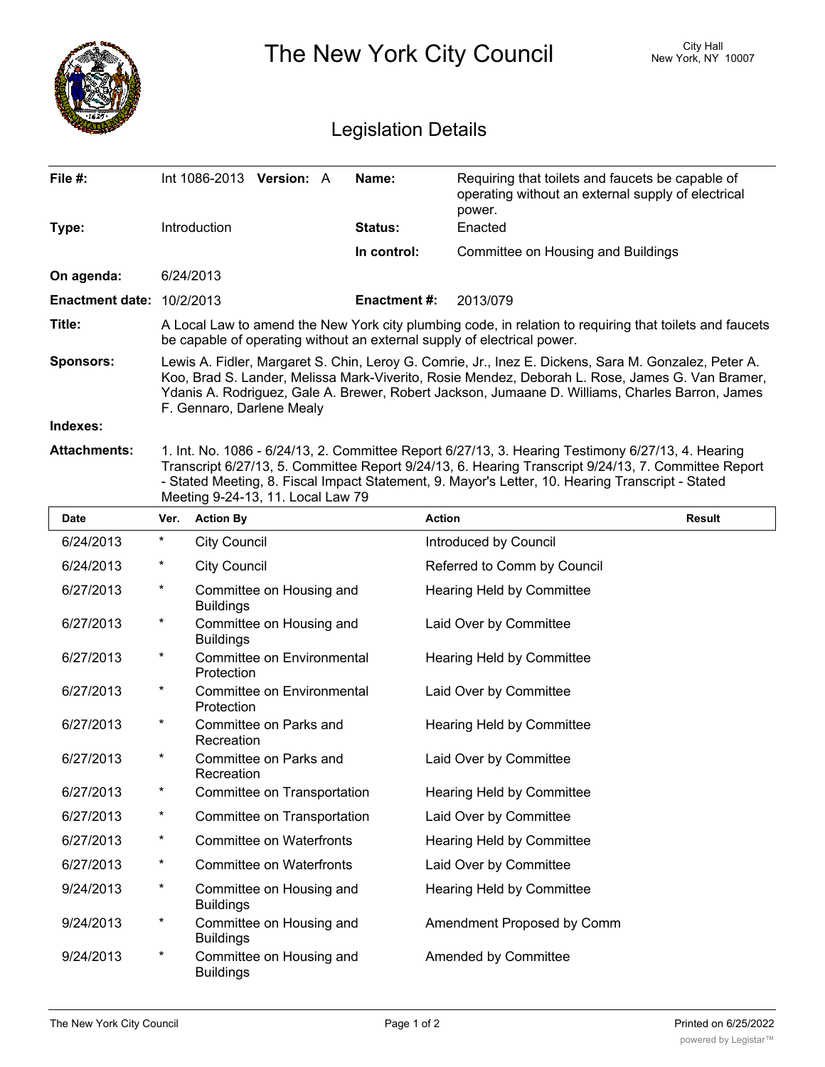# The New York City Council

City Hall
New York, NY 10007

## Legislation Details

| | | | |
|---|---|---|---|
| **File #:** | Int 1086-2013 **Version:** A | **Name:** | Requiring that toilets and faucets be capable of operating without an external supply of electrical power. |
| **Type:** | Introduction | **Status:** | Enacted |
| | | **In control:** | Committee on Housing and Buildings |
| **On agenda:** | 6/24/2013 | | |
| **Enactment date:** | 10/2/2013 | **Enactment #:** | 2013/079 |

**Title:** A Local Law to amend the New York city plumbing code, in relation to requiring that toilets and faucets be capable of operating without an external supply of electrical power.

**Sponsors:** Lewis A. Fidler, Margaret S. Chin, Leroy G. Comrie, Jr., Inez E. Dickens, Sara M. Gonzalez, Peter A. Koo, Brad S. Lander, Melissa Mark-Viverito, Rosie Mendez, Deborah L. Rose, James G. Van Bramer, Ydanis A. Rodriguez, Gale A. Brewer, Robert Jackson, Jumaane D. Williams, Charles Barron, James F. Gennaro, Darlene Mealy

**Indexes:**

**Attachments:** 1. Int. No. 1086 - 6/24/13, 2. Committee Report 6/27/13, 3. Hearing Testimony 6/27/13, 4. Hearing Transcript 6/27/13, 5. Committee Report 9/24/13, 6. Hearing Transcript 9/24/13, 7. Committee Report - Stated Meeting, 8. Fiscal Impact Statement, 9. Mayor's Letter, 10. Hearing Transcript - Stated Meeting 9-24-13, 11. Local Law 79

| Date | Ver. | Action By | Action | Result |
|---|---|---|---|---|
| 6/24/2013 | * | City Council | Introduced by Council | |
| 6/24/2013 | * | City Council | Referred to Comm by Council | |
| 6/27/2013 | * | Committee on Housing and Buildings | Hearing Held by Committee | |
| 6/27/2013 | * | Committee on Housing and Buildings | Laid Over by Committee | |
| 6/27/2013 | * | Committee on Environmental Protection | Hearing Held by Committee | |
| 6/27/2013 | * | Committee on Environmental Protection | Laid Over by Committee | |
| 6/27/2013 | * | Committee on Parks and Recreation | Hearing Held by Committee | |
| 6/27/2013 | * | Committee on Parks and Recreation | Laid Over by Committee | |
| 6/27/2013 | * | Committee on Transportation | Hearing Held by Committee | |
| 6/27/2013 | * | Committee on Transportation | Laid Over by Committee | |
| 6/27/2013 | * | Committee on Waterfronts | Hearing Held by Committee | |
| 6/27/2013 | * | Committee on Waterfronts | Laid Over by Committee | |
| 9/24/2013 | * | Committee on Housing and Buildings | Hearing Held by Committee | |
| 9/24/2013 | * | Committee on Housing and Buildings | Amendment Proposed by Comm | |
| 9/24/2013 | * | Committee on Housing and Buildings | Amended by Committee | |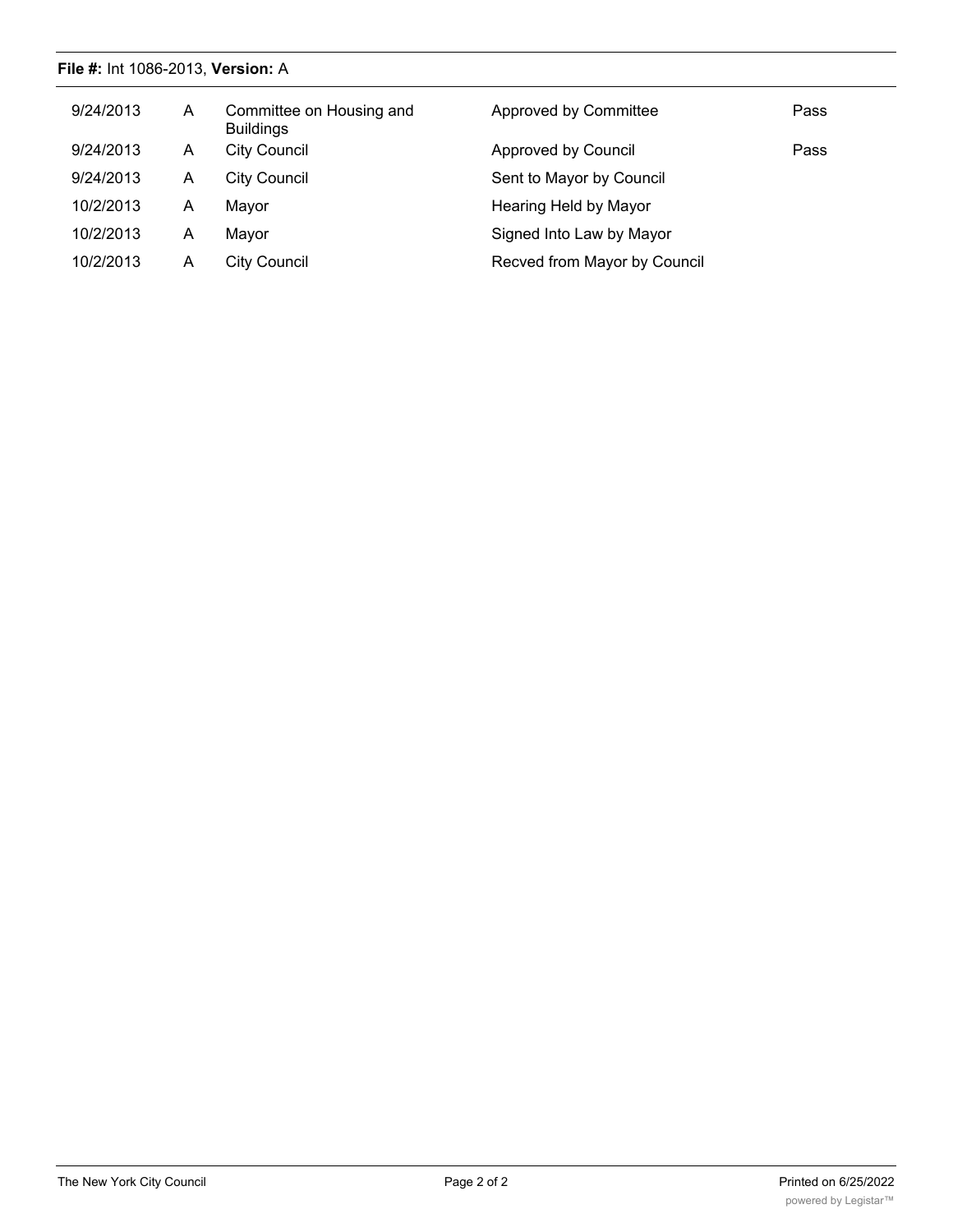**File #:** Int 1086-2013, **Version:** A

| | | | | |
|---|---|---|---|---|
| 9/24/2013 | A | Committee on Housing and Buildings | Approved by Committee | Pass |
| 9/24/2013 | A | City Council | Approved by Council | Pass |
| 9/24/2013 | A | City Council | Sent to Mayor by Council | |
| 10/2/2013 | A | Mayor | Hearing Held by Mayor | |
| 10/2/2013 | A | Mayor | Signed Into Law by Mayor | |
| 10/2/2013 | A | City Council | Recved from Mayor by Council | |